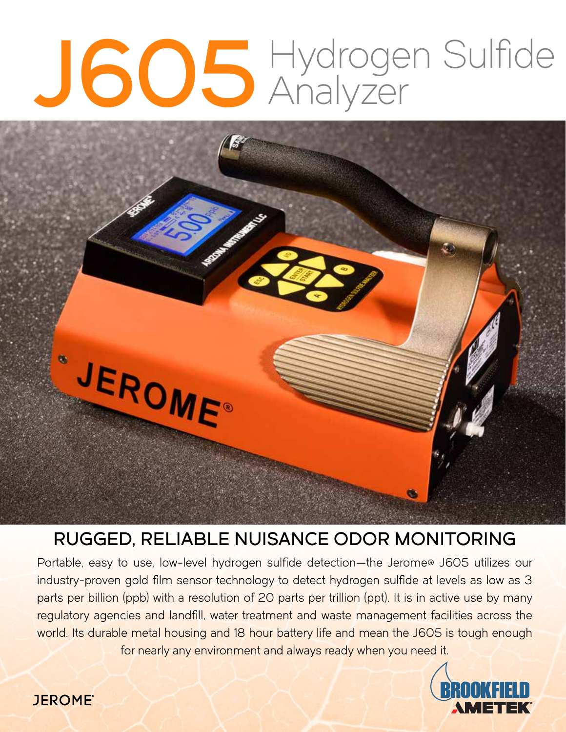# J605 Hydrogen Sulfide Analyzer

## RUGGED, RELIABLE NUISANCE ODOR MONITORING

Portable, easy to use, low-level hydrogen sulfide detection—the Jerome® J605 utilizes our industry-proven gold film sensor technology to detect hydrogen sulfide at levels as low as 3 parts per billion (ppb) with a resolution of 20 parts per trillion (ppt). It is in active use by many regulatory agencies and landfill, water treatment and waste management facilities across the world. Its durable metal housing and 18 hour battery life and mean the J605 is tough enough for nearly any environment and always ready when you need it.

JEROME®

BROOKFIELD AMETEK®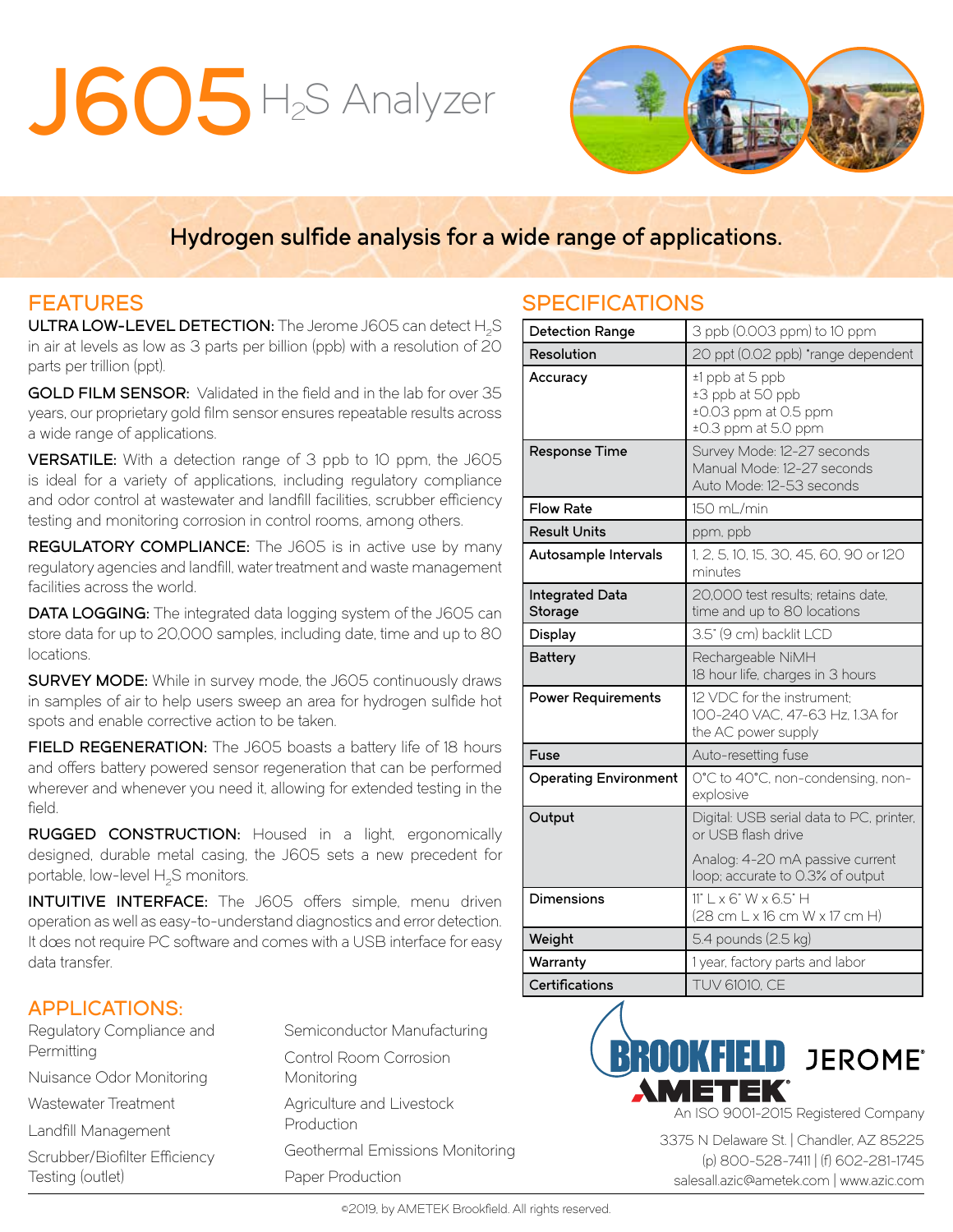# J605 $H_2S$ Analyzer

Hydrogen sulfide analysis for a wide range of applications.

## FEATURES

**ULTRA LOW-LEVEL DETECTION:** The Jerome J605 can detect $H_2S$ in air at levels as low as 3 parts per billion (ppb) with a resolution of 20 parts per trillion (ppt).

**GOLD FILM SENSOR:** Validated in the field and in the lab for over 35 years, our proprietary gold film sensor ensures repeatable results across a wide range of applications.

**VERSATILE:** With a detection range of 3 ppb to 10 ppm, the J605 is ideal for a variety of applications, including regulatory compliance and odor control at wastewater and landfill facilities, scrubber efficiency testing and monitoring corrosion in control rooms, among others.

**REGULATORY COMPLIANCE:** The J605 is in active use by many regulatory agencies and landfill, water treatment and waste management facilities across the world.

**DATA LOGGING:** The integrated data logging system of the J605 can store data for up to 20,000 samples, including date, time and up to 80 locations.

**SURVEY MODE:** While in survey mode, the J605 continuously draws in samples of air to help users sweep an area for hydrogen sulfide hot spots and enable corrective action to be taken.

**FIELD REGENERATION:** The J605 boasts a battery life of 18 hours and offers battery powered sensor regeneration that can be performed wherever and whenever you need it, allowing for extended testing in the field.

**RUGGED CONSTRUCTION:** Housed in a light, ergonomically designed, durable metal casing, the J605 sets a new precedent for portable, low-level $H_2S$ monitors.

**INTUITIVE INTERFACE:** The J605 offers simple, menu driven operation as well as easy-to-understand diagnostics and error detection. It does not require PC software and comes with a USB interface for easy data transfer.

## APPLICATIONS:

- Regulatory Compliance and Permitting
- Nuisance Odor Monitoring
- Wastewater Treatment
- Landfill Management
- Scrubber/Biofilter Efficiency Testing (outlet)
- Semiconductor Manufacturing
- Control Room Corrosion Monitoring
- Agriculture and Livestock Production
- Geothermal Emissions Monitoring
- Paper Production

## SPECIFICATIONS

| | |
|---|---|
| Detection Range | 3 ppb (0.003 ppm) to 10 ppm |
| Resolution | 20 ppt (0.02 ppb) *range dependent |
| Accuracy | ±1 ppb at 5 ppb<br>±3 ppb at 50 ppb<br>±0.03 ppm at 0.5 ppm<br>±0.3 ppm at 5.0 ppm |
| Response Time | Survey Mode: 12-27 seconds<br>Manual Mode: 12-27 seconds<br>Auto Mode: 12-53 seconds |
| Flow Rate | 150 mL/min |
| Result Units | ppm, ppb |
| Autosample Intervals | 1, 2, 5, 10, 15, 30, 45, 60, 90 or 120 minutes |
| Integrated Data Storage | 20,000 test results; retains date, time and up to 80 locations |
| Display | 3.5" (9 cm) backlit LCD |
| Battery | Rechargeable NiMH<br>18 hour life, charges in 3 hours |
| Power Requirements | 12 VDC for the instrument;<br>100-240 VAC, 47-63 Hz, 1.3A for the AC power supply |
| Fuse | Auto-resetting fuse |
| Operating Environment | 0°C to 40°C, non-condensing, non-explosive |
| Output | Digital: USB serial data to PC, printer, or USB flash drive<br>Analog: 4-20 mA passive current loop; accurate to 0.3% of output |
| Dimensions | 11" L x 6" W x 6.5" H<br>(28 cm L x 16 cm W x 17 cm H) |
| Weight | 5.4 pounds (2.5 kg) |
| Warranty | 1 year, factory parts and labor |
| Certifications | TUV 61010, CE |

BROOKFIELD JEROME®
AMETEK®

An ISO 9001-2015 Registered Company

3375 N Delaware St. | Chandler, AZ 85225
(p) 800-528-7411 | (f) 602-281-1745
salesall.azic@ametek.com | www.azic.com

©2019, by AMETEK Brookfield. All rights reserved.